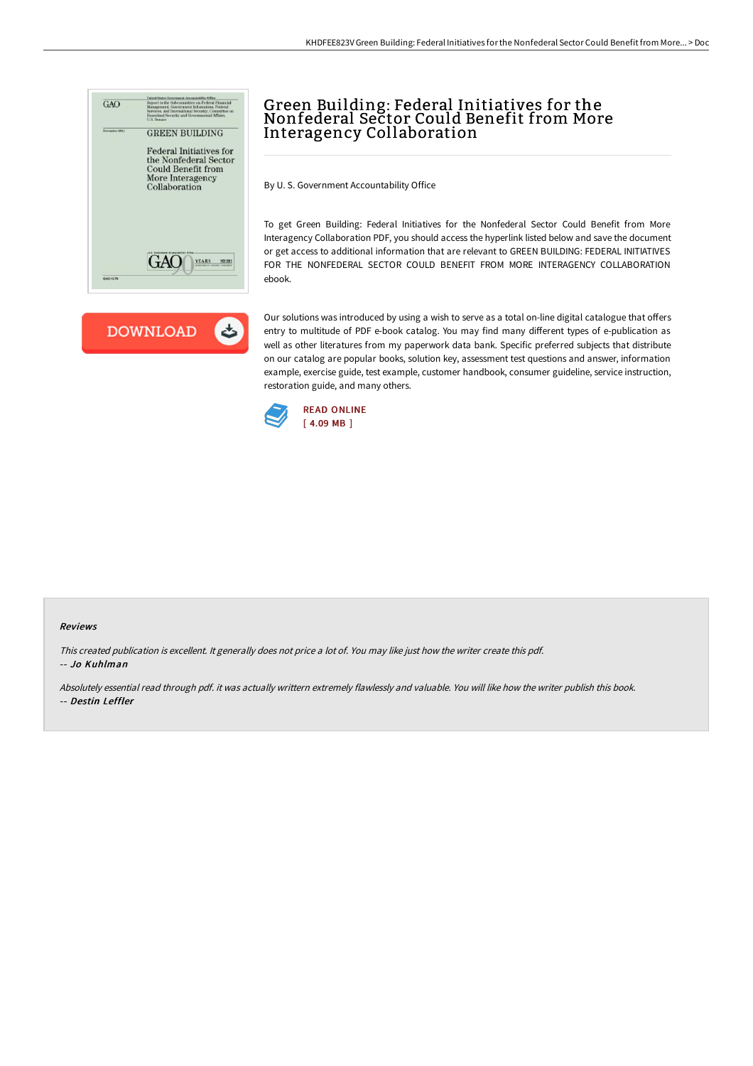# Green Building: Federal Initiatives for the Nonfederal Sector Could Benefit from More Interagency Collaboration

By U. S. Government Accountability Office

To get Green Building: Federal Initiatives for the Nonfederal Sector Could Benefit from More Interagency Collaboration PDF, you should access the hyperlink listed below and save the document or get access to additional information that are relevant to GREEN BUILDING: FEDERAL INITIATIVES FOR THE NONFEDERAL SECTOR COULD BENEFIT FROM MORE INTERAGENCY COLLABORATION ebook.

Our solutions was introduced by using a wish to serve as a total on-line digital catalogue that offers entry to multitude of PDF e-book catalog. You may find many different types of e-publication as well as other literatures from my paperwork data bank. Specific preferred subjects that distribute on our catalog are popular books, solution key, assessment test questions and answer, information example, exercise guide, test example, customer handbook, consumer guideline, service instruction, restoration guide, and many others.

READ ONLINE
[ 4.09 MB ]

### Reviews

*This created publication is excellent. It generally does not price a lot of. You may like just how the writer create this pdf.*
-- *Jo Kuhlman*

*Absolutely essential read through pdf. it was actually writtern extremely flawlessly and valuable. You will like how the writer publish this book.*
-- *Destin Leffler*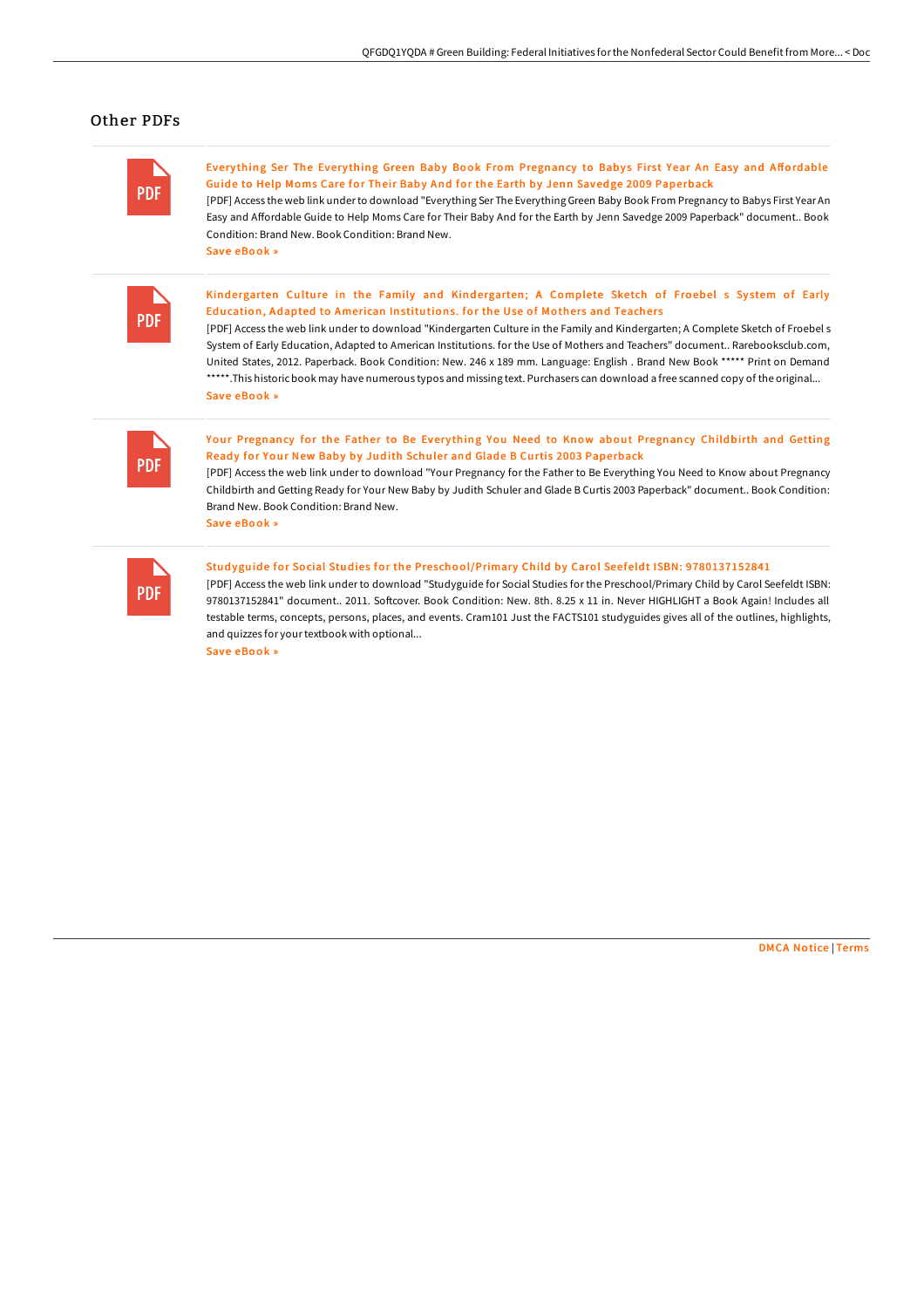## Other PDFs

**Everything Ser The Everything Green Baby Book From Pregnancy to Babys First Year An Easy and Affordable Guide to Help Moms Care for Their Baby And for the Earth by Jenn Savedge 2009 Paperback**

[PDF] Access the web link under to download "Everything Ser The Everything Green Baby Book From Pregnancy to Babys First Year An Easy and Affordable Guide to Help Moms Care for Their Baby And for the Earth by Jenn Savedge 2009 Paperback" document.. Book Condition: Brand New. Book Condition: Brand New.

Save eBook »

**Kindergarten Culture in the Family and Kindergarten; A Complete Sketch of Froebel s System of Early Education, Adapted to American Institutions. for the Use of Mothers and Teachers**

[PDF] Access the web link under to download "Kindergarten Culture in the Family and Kindergarten; A Complete Sketch of Froebel s System of Early Education, Adapted to American Institutions. for the Use of Mothers and Teachers" document.. Rarebooksclub.com, United States, 2012. Paperback. Book Condition: New. 246 x 189 mm. Language: English . Brand New Book ***** Print on Demand *****.This historic book may have numerous typos and missing text. Purchasers can download a free scanned copy of the original...

Save eBook »

**Your Pregnancy for the Father to Be Everything You Need to Know about Pregnancy Childbirth and Getting Ready for Your New Baby by Judith Schuler and Glade B Curtis 2003 Paperback**

[PDF] Access the web link under to download "Your Pregnancy for the Father to Be Everything You Need to Know about Pregnancy Childbirth and Getting Ready for Your New Baby by Judith Schuler and Glade B Curtis 2003 Paperback" document.. Book Condition: Brand New. Book Condition: Brand New.

Save eBook »

**Studyguide for Social Studies for the Preschool/Primary Child by Carol Seefeldt ISBN: 9780137152841**

[PDF] Access the web link under to download "Studyguide for Social Studies for the Preschool/Primary Child by Carol Seefeldt ISBN: 9780137152841" document.. 2011. Softcover. Book Condition: New. 8th. 8.25 x 11 in. Never HIGHLIGHT a Book Again! Includes all testable terms, concepts, persons, places, and events. Cram101 Just the FACTS101 studyguides gives all of the outlines, highlights, and quizzes for your textbook with optional...

Save eBook »

DMCA Notice | Terms